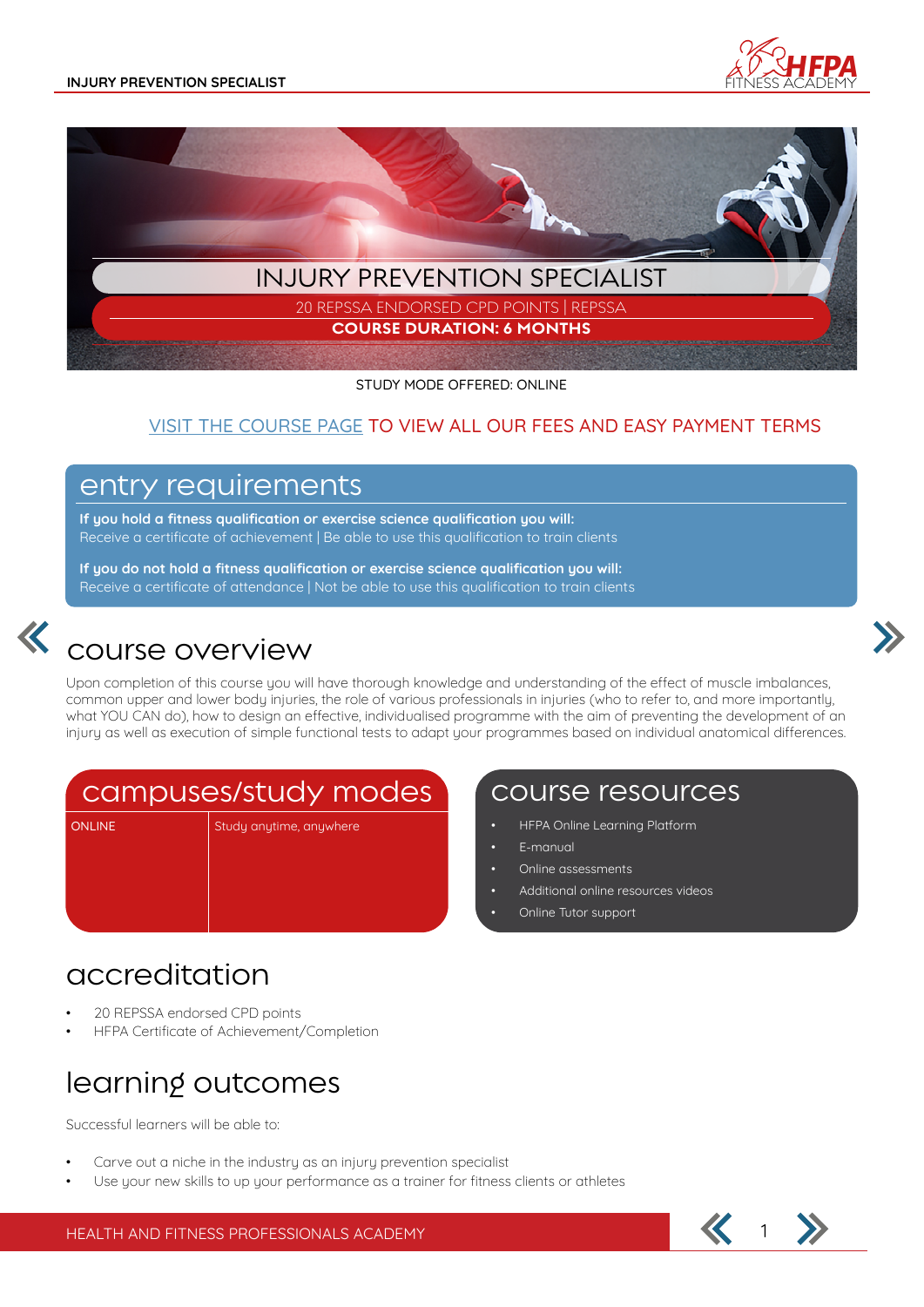# INJURY PREVENTION SPECIALIST

20 REPSSA ENDORSED CPD POINTS | REPSSA

**COURSE DURATION: 6 MONTHS**

STUDY MODE OFFERED: ONLINE

VISIT THE COURSE PAGE TO VIEW ALL OUR FEES AND EASY PAYMENT TERMS

## entry requirements

**If you hold a fitness qualification or exercise science qualification you will:**
Receive a certificate of achievement | Be able to use this qualification to train clients

**If you do not hold a fitness qualification or exercise science qualification you will:**
Receive a certificate of attendance | Not be able to use this qualification to train clients

## course overview

Upon completion of this course you will have thorough knowledge and understanding of the effect of muscle imbalances, common upper and lower body injuries, the role of various professionals in injuries (who to refer to, and more importantly, what YOU CAN do), how to design an effective, individualised programme with the aim of preventing the development of an injury as well as execution of simple functional tests to adapt your programmes based on individual anatomical differences.

## campuses/study modes

| ONLINE | Study anytime, anywhere |
|---|---|

## course resources

- HFPA Online Learning Platform
- E-manual
- Online assessments
- Additional online resources videos
- Online Tutor support

## accreditation

- 20 REPSSA endorsed CPD points
- HFPA Certificate of Achievement/Completion

## learning outcomes

Successful learners will be able to:

- Carve out a niche in the industry as an injury prevention specialist
- Use your new skills to up your performance as a trainer for fitness clients or athletes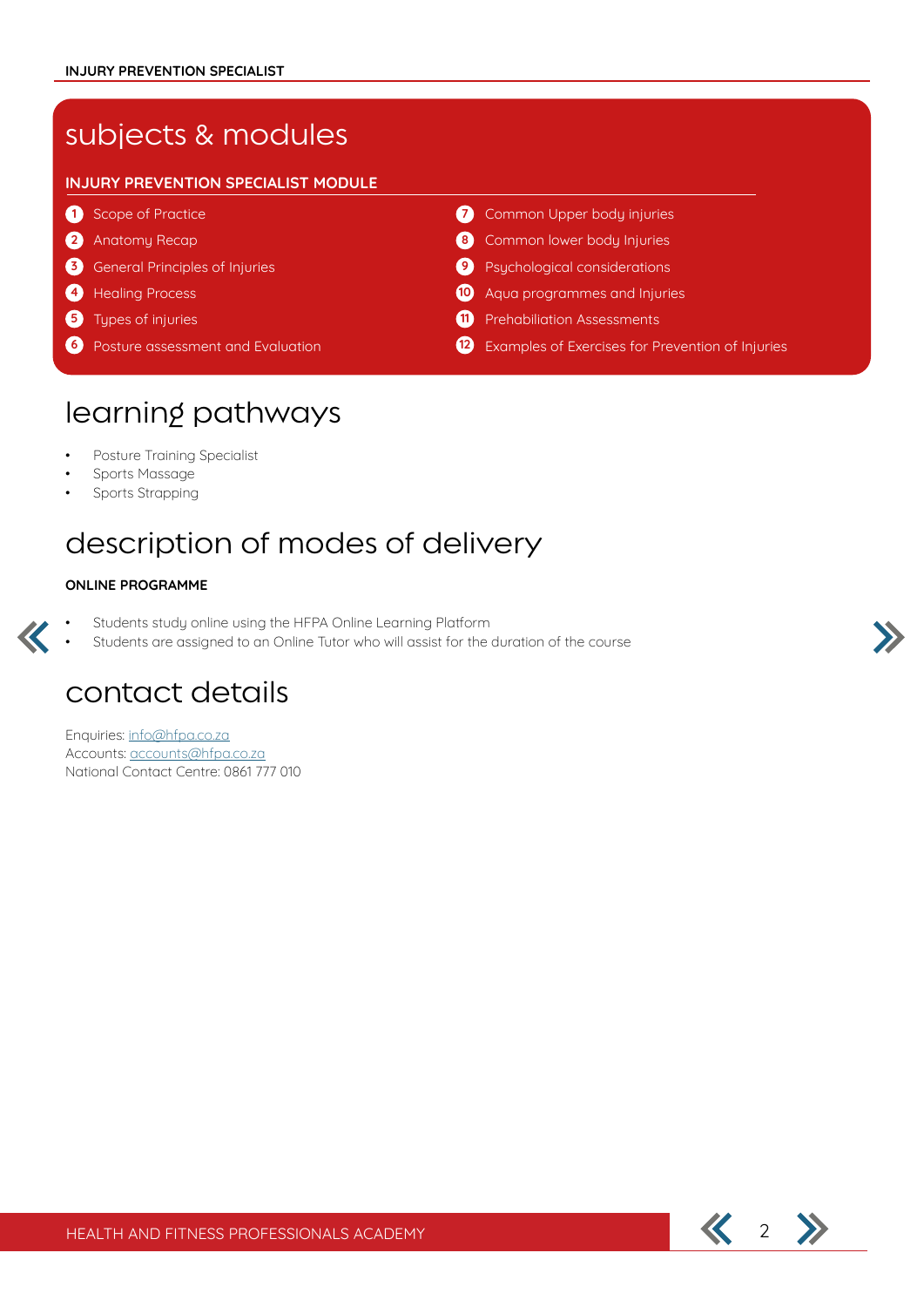# subjects & modules

## INJURY PREVENTION SPECIALIST MODULE

1. Scope of Practice
2. Anatomy Recap
3. General Principles of Injuries
4. Healing Process
5. Types of injuries
6. Posture assessment and Evaluation
7. Common Upper body injuries
8. Common lower body Injuries
9. Psychological considerations
10. Aqua programmes and Injuries
11. Prehabiliation Assessments
12. Examples of Exercises for Prevention of Injuries

# learning pathways

- Posture Training Specialist
- Sports Massage
- Sports Strapping

# description of modes of delivery

## ONLINE PROGRAMME

- Students study online using the HFPA Online Learning Platform
- Students are assigned to an Online Tutor who will assist for the duration of the course

# contact details

Enquiries: info@hfpa.co.za
Accounts: accounts@hfpa.co.za
National Contact Centre: 0861 777 010